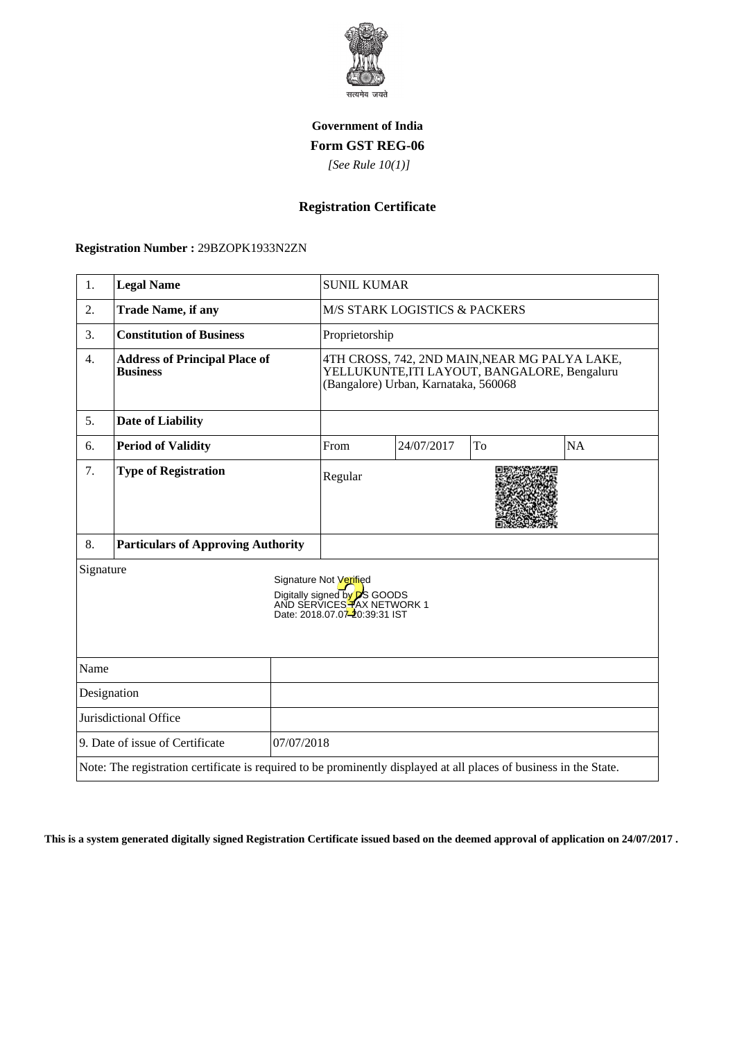सत्यमेव जयते

**Government of India**

**Form GST REG-06**

*[See Rule 10(1)]*

## Registration Certificate

**Registration Number :** 29BZOPK1933N2ZN

| | | | | | |
|---|---|---|---|---|---|
| 1. | **Legal Name** | SUNIL KUMAR | | | |
| 2. | **Trade Name, if any** | M/S STARK LOGISTICS & PACKERS | | | |
| 3. | **Constitution of Business** | Proprietorship | | | |
| 4. | **Address of Principal Place of Business** | 4TH CROSS, 742, 2ND MAIN,NEAR MG PALYA LAKE, YELLUKUNTE,ITI LAYOUT, BANGALORE, Bengaluru (Bangalore) Urban, Karnataka, 560068 | | | |
| 5. | **Date of Liability** | | | | |
| 6. | **Period of Validity** | From | 24/07/2017 | To | NA |
| 7. | **Type of Registration** | Regular | | | |
| 8. | **Particulars of Approving Authority** | | | | |

Signature

Signature Not Verified
Digitally signed by DS GOODS AND SERVICES TAX NETWORK 1
Date: 2018.07.07 20:39:31 IST

| | |
|---|---|
| Name | |
| Designation | |
| Jurisdictional Office | |
| 9. Date of issue of Certificate | 07/07/2018 |

Note: The registration certificate is required to be prominently displayed at all places of business in the State.

**This is a system generated digitally signed Registration Certificate issued based on the deemed approval of application on 24/07/2017 .**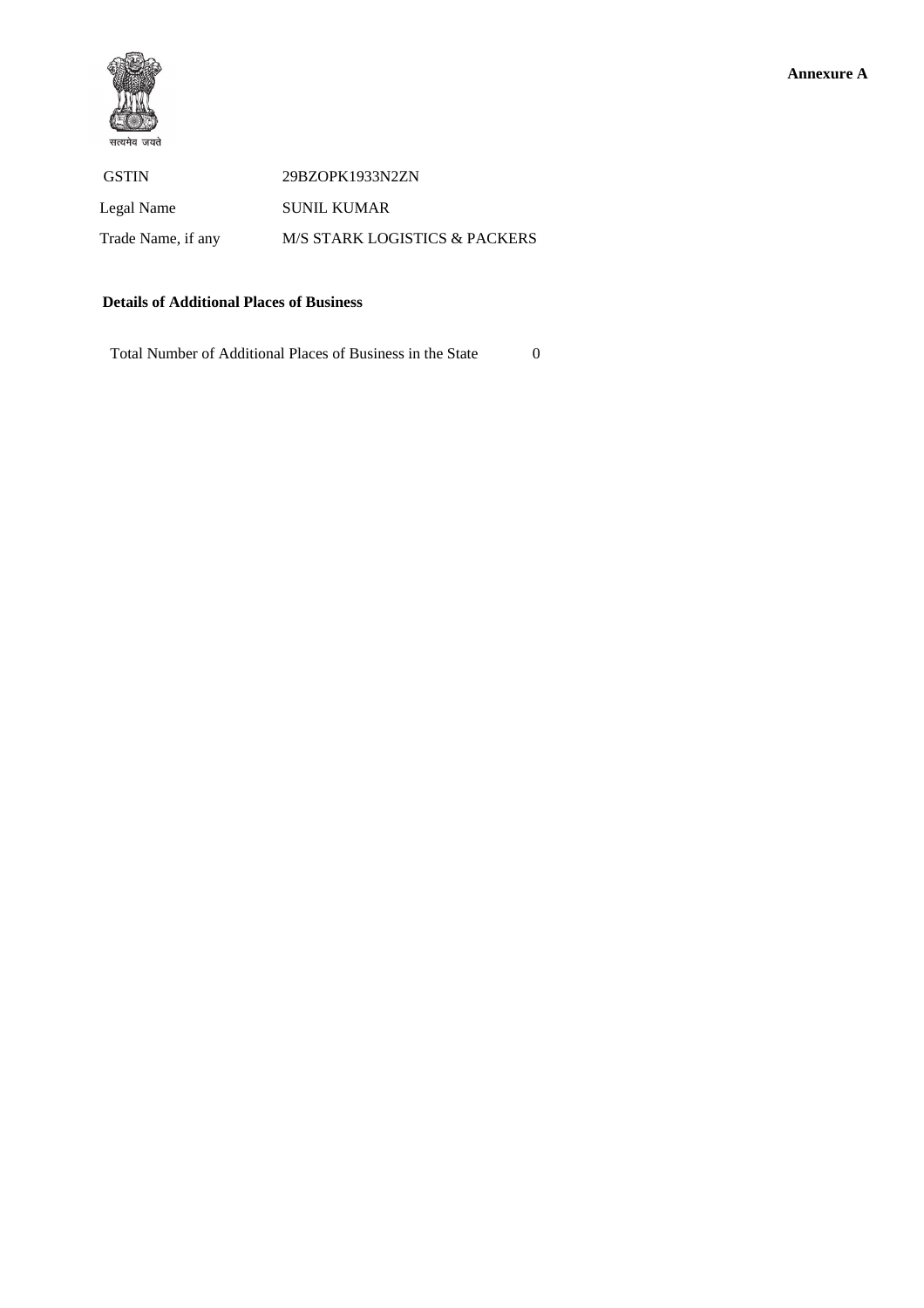सत्यमेव जयते

**Annexure A**

| | |
|---|---|
| GSTIN | 29BZOPK1933N2ZN |
| Legal Name | SUNIL KUMAR |
| Trade Name, if any | M/S STARK LOGISTICS & PACKERS |

**Details of Additional Places of Business**

Total Number of Additional Places of Business in the State 0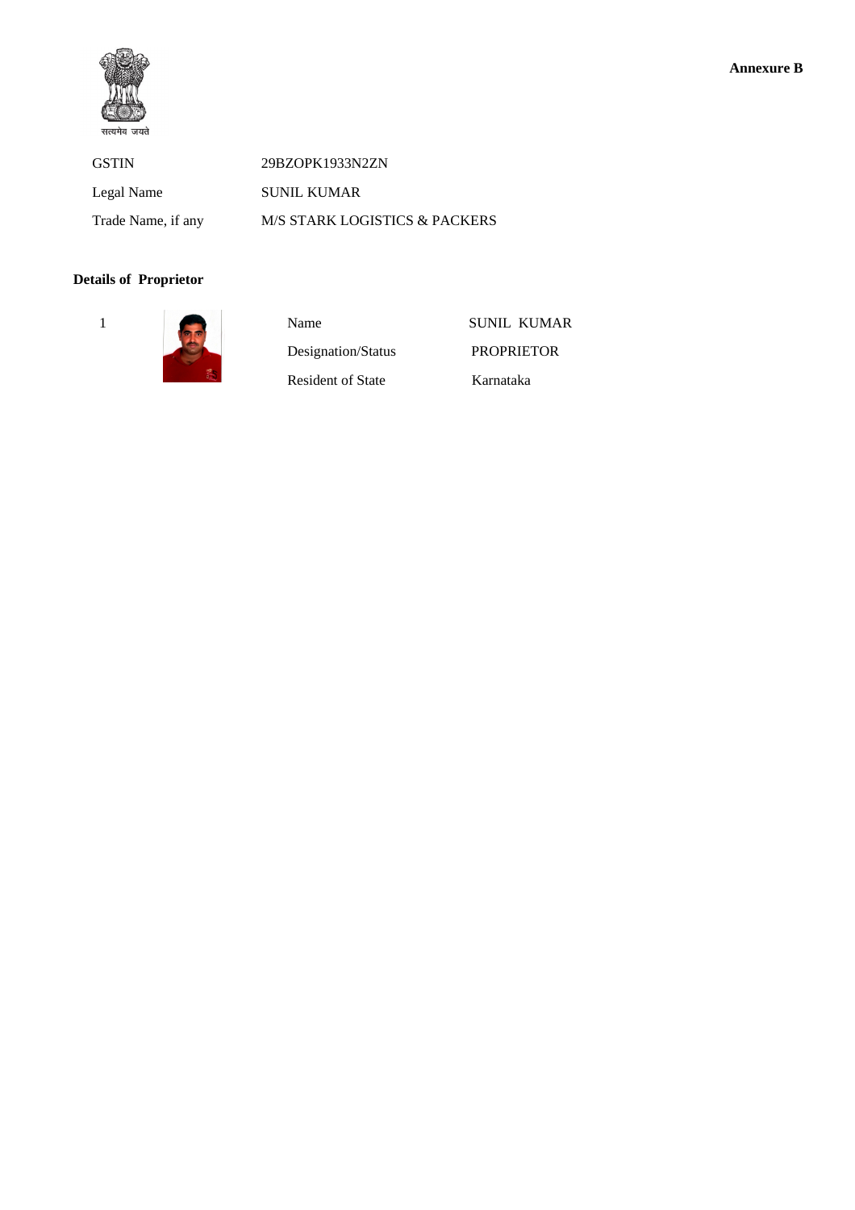**Annexure B**

| | |
|---|---|
| GSTIN | 29BZOPK1933N2ZN |
| Legal Name | SUNIL KUMAR |
| Trade Name, if any | M/S STARK LOGISTICS & PACKERS |

**Details of Proprietor**

| | | |
|---|---|---|
| 1 | Name | SUNIL KUMAR |
| | Designation/Status | PROPRIETOR |
| | Resident of State | Karnataka |